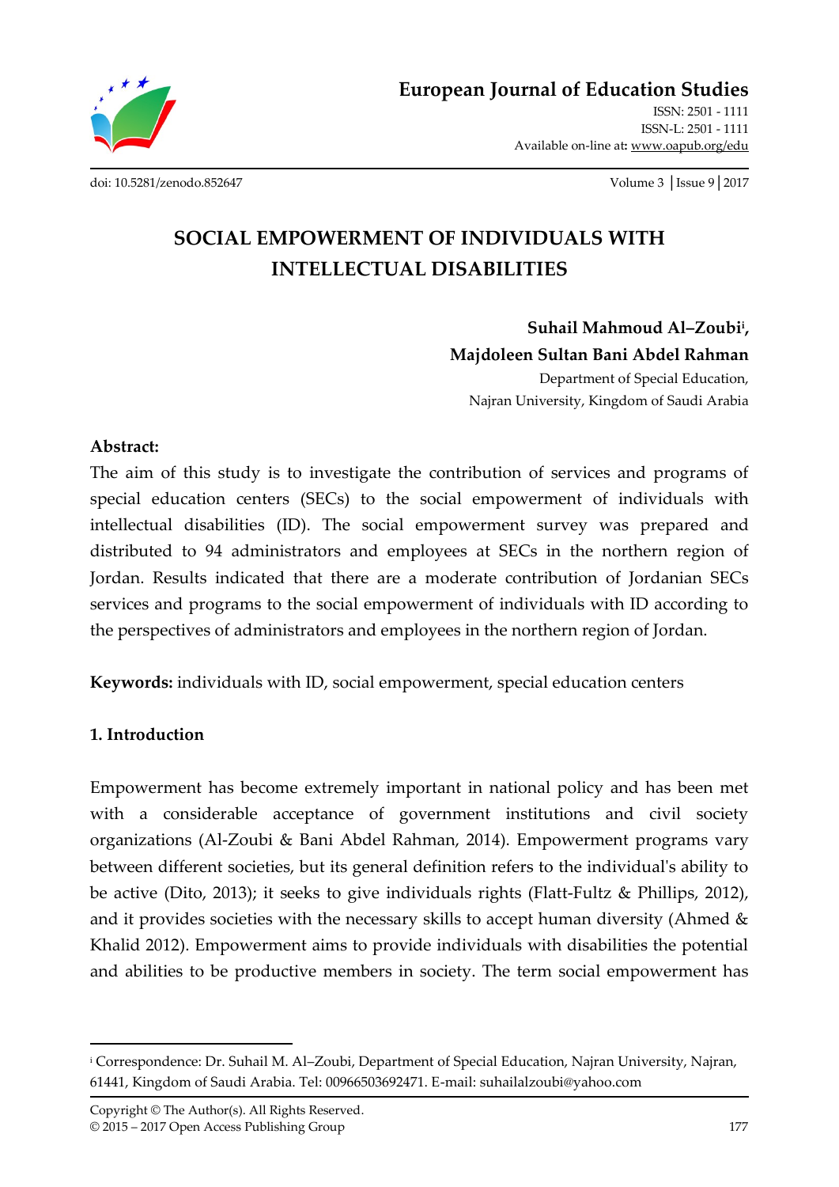# SOCIAL EMPOWERMENT OF INDIVIDUALS WITH INTELLECTUAL DISABILITIES

**Suhail Mahmoud Al–Zoubi[i], Majdoleen Sultan Bani Abdel Rahman**

Department of Special Education,
Najran University, Kingdom of Saudi Arabia

**Abstract:**

The aim of this study is to investigate the contribution of services and programs of special education centers (SECs) to the social empowerment of individuals with intellectual disabilities (ID). The social empowerment survey was prepared and distributed to 94 administrators and employees at SECs in the northern region of Jordan. Results indicated that there are a moderate contribution of Jordanian SECs services and programs to the social empowerment of individuals with ID according to the perspectives of administrators and employees in the northern region of Jordan.

**Keywords:** individuals with ID, social empowerment, special education centers

## 1. Introduction

Empowerment has become extremely important in national policy and has been met with a considerable acceptance of government institutions and civil society organizations (Al-Zoubi & Bani Abdel Rahman, 2014). Empowerment programs vary between different societies, but its general definition refers to the individual's ability to be active (Dito, 2013); it seeks to give individuals rights (Flatt-Fultz & Phillips, 2012), and it provides societies with the necessary skills to accept human diversity (Ahmed & Khalid 2012). Empowerment aims to provide individuals with disabilities the potential and abilities to be productive members in society. The term social empowerment has

---

[i] Correspondence: Dr. Suhail M. Al–Zoubi, Department of Special Education, Najran University, Najran, 61441, Kingdom of Saudi Arabia. Tel: 00966503692471. E-mail: suhailalzoubi@yahoo.com

Copyright © The Author(s). All Rights Reserved.
© 2015 – 2017 Open Access Publishing Group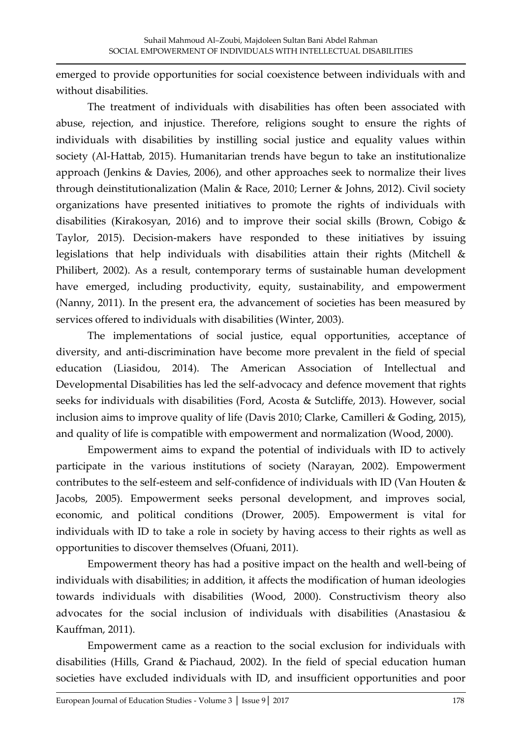emerged to provide opportunities for social coexistence between individuals with and without disabilities.

The treatment of individuals with disabilities has often been associated with abuse, rejection, and injustice. Therefore, religions sought to ensure the rights of individuals with disabilities by instilling social justice and equality values within society (Al-Hattab, 2015). Humanitarian trends have begun to take an institutionalize approach (Jenkins & Davies, 2006), and other approaches seek to normalize their lives through deinstitutionalization (Malin & Race, 2010; Lerner & Johns, 2012). Civil society organizations have presented initiatives to promote the rights of individuals with disabilities (Kirakosyan, 2016) and to improve their social skills (Brown, Cobigo & Taylor, 2015). Decision-makers have responded to these initiatives by issuing legislations that help individuals with disabilities attain their rights (Mitchell & Philibert, 2002). As a result, contemporary terms of sustainable human development have emerged, including productivity, equity, sustainability, and empowerment (Nanny, 2011). In the present era, the advancement of societies has been measured by services offered to individuals with disabilities (Winter, 2003).

The implementations of social justice, equal opportunities, acceptance of diversity, and anti-discrimination have become more prevalent in the field of special education (Liasidou, 2014). The American Association of Intellectual and Developmental Disabilities has led the self-advocacy and defence movement that rights seeks for individuals with disabilities (Ford, Acosta & Sutcliffe, 2013). However, social inclusion aims to improve quality of life (Davis 2010; Clarke, Camilleri & Goding, 2015), and quality of life is compatible with empowerment and normalization (Wood, 2000).

Empowerment aims to expand the potential of individuals with ID to actively participate in the various institutions of society (Narayan, 2002). Empowerment contributes to the self-esteem and self-confidence of individuals with ID (Van Houten & Jacobs, 2005). Empowerment seeks personal development, and improves social, economic, and political conditions (Drower, 2005). Empowerment is vital for individuals with ID to take a role in society by having access to their rights as well as opportunities to discover themselves (Ofuani, 2011).

Empowerment theory has had a positive impact on the health and well-being of individuals with disabilities; in addition, it affects the modification of human ideologies towards individuals with disabilities (Wood, 2000). Constructivism theory also advocates for the social inclusion of individuals with disabilities (Anastasiou & Kauffman, 2011).

Empowerment came as a reaction to the social exclusion for individuals with disabilities (Hills, Grand & Piachaud, 2002). In the field of special education human societies have excluded individuals with ID, and insufficient opportunities and poor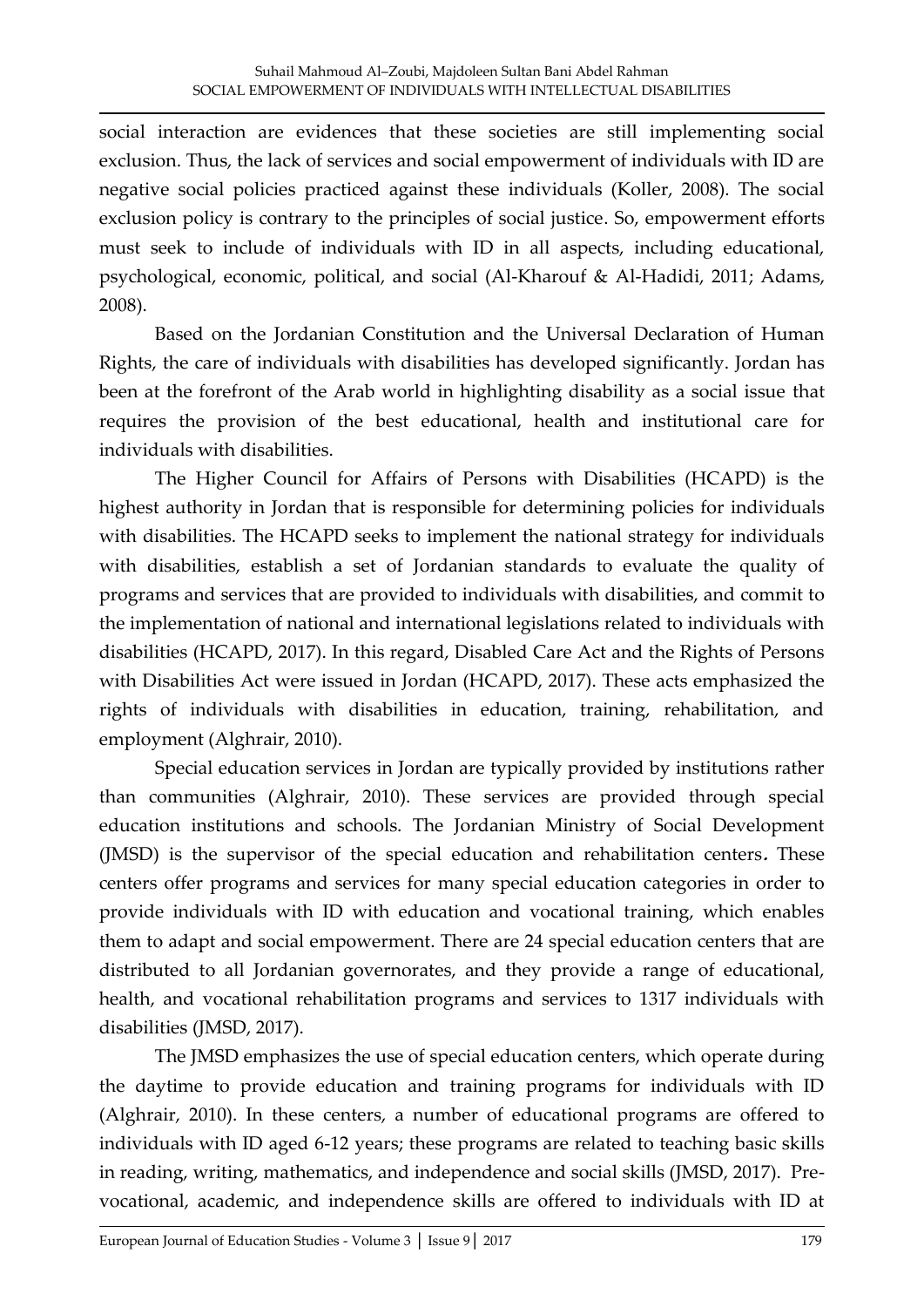social interaction are evidences that these societies are still implementing social exclusion. Thus, the lack of services and social empowerment of individuals with ID are negative social policies practiced against these individuals (Koller, 2008). The social exclusion policy is contrary to the principles of social justice. So, empowerment efforts must seek to include of individuals with ID in all aspects, including educational, psychological, economic, political, and social (Al-Kharouf & Al-Hadidi, 2011; Adams, 2008).

Based on the Jordanian Constitution and the Universal Declaration of Human Rights, the care of individuals with disabilities has developed significantly. Jordan has been at the forefront of the Arab world in highlighting disability as a social issue that requires the provision of the best educational, health and institutional care for individuals with disabilities.

The Higher Council for Affairs of Persons with Disabilities (HCAPD) is the highest authority in Jordan that is responsible for determining policies for individuals with disabilities. The HCAPD seeks to implement the national strategy for individuals with disabilities, establish a set of Jordanian standards to evaluate the quality of programs and services that are provided to individuals with disabilities, and commit to the implementation of national and international legislations related to individuals with disabilities (HCAPD, 2017). In this regard, Disabled Care Act and the Rights of Persons with Disabilities Act were issued in Jordan (HCAPD, 2017). These acts emphasized the rights of individuals with disabilities in education, training, rehabilitation, and employment (Alghrair, 2010).

Special education services in Jordan are typically provided by institutions rather than communities (Alghrair, 2010). These services are provided through special education institutions and schools. The Jordanian Ministry of Social Development (JMSD) is the supervisor of the special education and rehabilitation centers**.** These centers offer programs and services for many special education categories in order to provide individuals with ID with education and vocational training, which enables them to adapt and social empowerment. There are 24 special education centers that are distributed to all Jordanian governorates, and they provide a range of educational, health, and vocational rehabilitation programs and services to 1317 individuals with disabilities (JMSD, 2017).

The JMSD emphasizes the use of special education centers, which operate during the daytime to provide education and training programs for individuals with ID (Alghrair, 2010). In these centers, a number of educational programs are offered to individuals with ID aged 6-12 years; these programs are related to teaching basic skills in reading, writing, mathematics, and independence and social skills (JMSD, 2017). Pre-vocational, academic, and independence skills are offered to individuals with ID at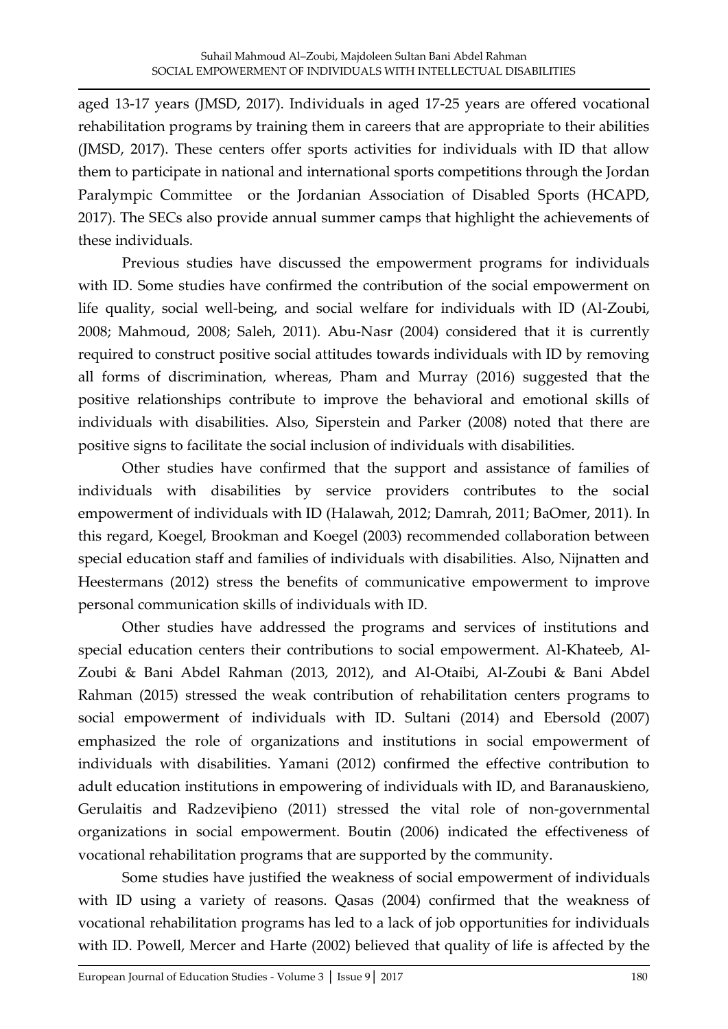aged 13-17 years (JMSD, 2017). Individuals in aged 17-25 years are offered vocational rehabilitation programs by training them in careers that are appropriate to their abilities (JMSD, 2017). These centers offer sports activities for individuals with ID that allow them to participate in national and international sports competitions through the Jordan Paralympic Committee or the Jordanian Association of Disabled Sports (HCAPD, 2017). The SECs also provide annual summer camps that highlight the achievements of these individuals.

Previous studies have discussed the empowerment programs for individuals with ID. Some studies have confirmed the contribution of the social empowerment on life quality, social well-being, and social welfare for individuals with ID (Al-Zoubi, 2008; Mahmoud, 2008; Saleh, 2011). Abu-Nasr (2004) considered that it is currently required to construct positive social attitudes towards individuals with ID by removing all forms of discrimination, whereas, Pham and Murray (2016) suggested that the positive relationships contribute to improve the behavioral and emotional skills of individuals with disabilities. Also, Siperstein and Parker (2008) noted that there are positive signs to facilitate the social inclusion of individuals with disabilities.

Other studies have confirmed that the support and assistance of families of individuals with disabilities by service providers contributes to the social empowerment of individuals with ID (Halawah, 2012; Damrah, 2011; BaOmer, 2011). In this regard, Koegel, Brookman and Koegel (2003) recommended collaboration between special education staff and families of individuals with disabilities. Also, Nijnatten and Heestermans (2012) stress the benefits of communicative empowerment to improve personal communication skills of individuals with ID.

Other studies have addressed the programs and services of institutions and special education centers their contributions to social empowerment. Al-Khateeb, Al-Zoubi & Bani Abdel Rahman (2013, 2012), and Al-Otaibi, Al-Zoubi & Bani Abdel Rahman (2015) stressed the weak contribution of rehabilitation centers programs to social empowerment of individuals with ID. Sultani (2014) and Ebersold (2007) emphasized the role of organizations and institutions in social empowerment of individuals with disabilities. Yamani (2012) confirmed the effective contribution to adult education institutions in empowering of individuals with ID, and Baranauskieno, Gerulaitis and Radzeviþieno (2011) stressed the vital role of non-governmental organizations in social empowerment. Boutin (2006) indicated the effectiveness of vocational rehabilitation programs that are supported by the community.

Some studies have justified the weakness of social empowerment of individuals with ID using a variety of reasons. Qasas (2004) confirmed that the weakness of vocational rehabilitation programs has led to a lack of job opportunities for individuals with ID. Powell, Mercer and Harte (2002) believed that quality of life is affected by the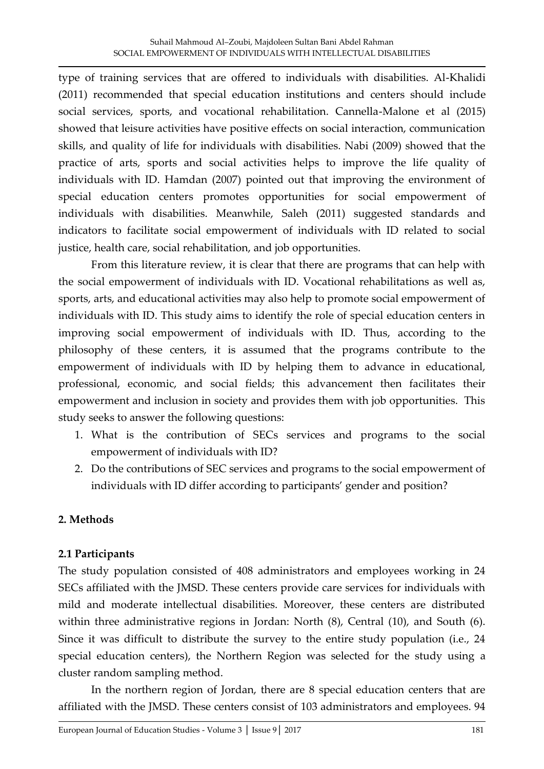type of training services that are offered to individuals with disabilities. Al-Khalidi (2011) recommended that special education institutions and centers should include social services, sports, and vocational rehabilitation. Cannella-Malone et al (2015) showed that leisure activities have positive effects on social interaction, communication skills, and quality of life for individuals with disabilities. Nabi (2009) showed that the practice of arts, sports and social activities helps to improve the life quality of individuals with ID. Hamdan (2007) pointed out that improving the environment of special education centers promotes opportunities for social empowerment of individuals with disabilities. Meanwhile, Saleh (2011) suggested standards and indicators to facilitate social empowerment of individuals with ID related to social justice, health care, social rehabilitation, and job opportunities.

From this literature review, it is clear that there are programs that can help with the social empowerment of individuals with ID. Vocational rehabilitations as well as, sports, arts, and educational activities may also help to promote social empowerment of individuals with ID. This study aims to identify the role of special education centers in improving social empowerment of individuals with ID. Thus, according to the philosophy of these centers, it is assumed that the programs contribute to the empowerment of individuals with ID by helping them to advance in educational, professional, economic, and social fields; this advancement then facilitates their empowerment and inclusion in society and provides them with job opportunities. This study seeks to answer the following questions:

1. What is the contribution of SECs services and programs to the social empowerment of individuals with ID?
2. Do the contributions of SEC services and programs to the social empowerment of individuals with ID differ according to participants' gender and position?

## 2. Methods

### 2.1 Participants

The study population consisted of 408 administrators and employees working in 24 SECs affiliated with the JMSD. These centers provide care services for individuals with mild and moderate intellectual disabilities. Moreover, these centers are distributed within three administrative regions in Jordan: North (8), Central (10), and South (6). Since it was difficult to distribute the survey to the entire study population (i.e., 24 special education centers), the Northern Region was selected for the study using a cluster random sampling method.

In the northern region of Jordan, there are 8 special education centers that are affiliated with the JMSD. These centers consist of 103 administrators and employees. 94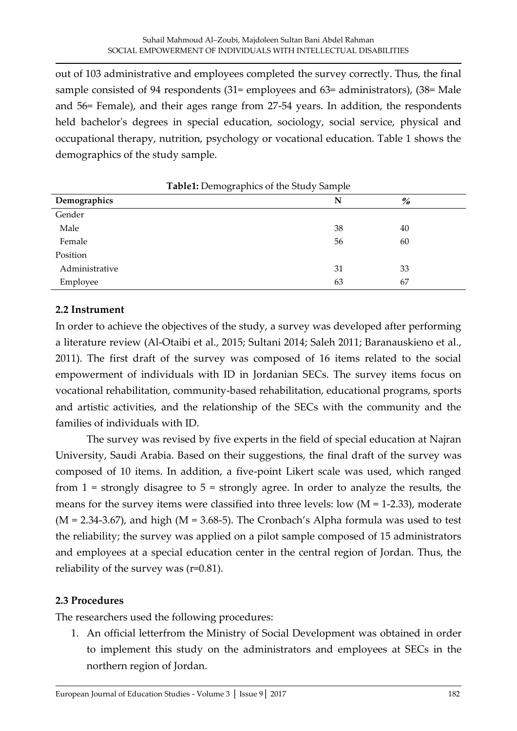out of 103 administrative and employees completed the survey correctly. Thus, the final sample consisted of 94 respondents (31= employees and 63= administrators), (38= Male and 56= Female), and their ages range from 27-54 years. In addition, the respondents held bachelor's degrees in special education, sociology, social service, physical and occupational therapy, nutrition, psychology or vocational education. Table 1 shows the demographics of the study sample.

**Table1:** Demographics of the Study Sample

| Demographics | N | % |
|---|---|---|
| Gender | | |
| Male | 38 | 40 |
| Female | 56 | 60 |
| Position | | |
| Administrative | 31 | 33 |
| Employee | 63 | 67 |

### 2.2 Instrument

In order to achieve the objectives of the study, a survey was developed after performing a literature review (Al-Otaibi et al., 2015; Sultani 2014; Saleh 2011; Baranauskieno et al., 2011). The first draft of the survey was composed of 16 items related to the social empowerment of individuals with ID in Jordanian SECs. The survey items focus on vocational rehabilitation, community-based rehabilitation, educational programs, sports and artistic activities, and the relationship of the SECs with the community and the families of individuals with ID.

The survey was revised by five experts in the field of special education at Najran University, Saudi Arabia. Based on their suggestions, the final draft of the survey was composed of 10 items. In addition, a five-point Likert scale was used, which ranged from 1 = strongly disagree to 5 = strongly agree. In order to analyze the results, the means for the survey items were classified into three levels: low (M = 1-2.33), moderate (M = 2.34-3.67), and high (M = 3.68-5). The Cronbach's Alpha formula was used to test the reliability; the survey was applied on a pilot sample composed of 15 administrators and employees at a special education center in the central region of Jordan. Thus, the reliability of the survey was (r=0.81).

### 2.3 Procedures

The researchers used the following procedures:

1. An official letterfrom the Ministry of Social Development was obtained in order to implement this study on the administrators and employees at SECs in the northern region of Jordan.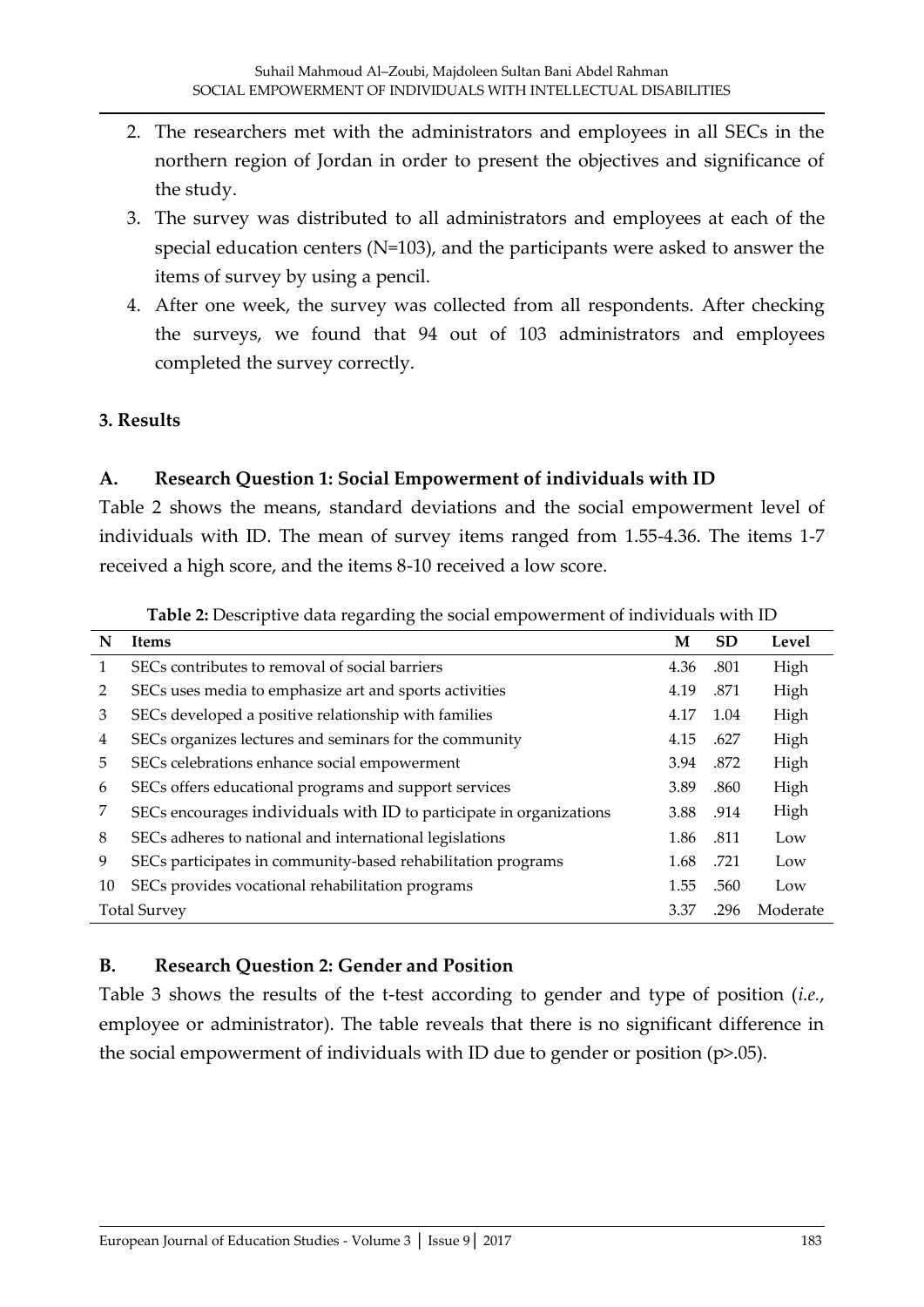2. The researchers met with the administrators and employees in all SECs in the northern region of Jordan in order to present the objectives and significance of the study.
3. The survey was distributed to all administrators and employees at each of the special education centers (N=103), and the participants were asked to answer the items of survey by using a pencil.
4. After one week, the survey was collected from all respondents. After checking the surveys, we found that 94 out of 103 administrators and employees completed the survey correctly.

## 3. Results

### A. Research Question 1: Social Empowerment of individuals with ID

Table 2 shows the means, standard deviations and the social empowerment level of individuals with ID. The mean of survey items ranged from 1.55-4.36. The items 1-7 received a high score, and the items 8-10 received a low score.

**Table 2:** Descriptive data regarding the social empowerment of individuals with ID

| N | Items | M | SD | Level |
|---|---|---|---|---|
| 1 | SECs contributes to removal of social barriers | 4.36 | .801 | High |
| 2 | SECs uses media to emphasize art and sports activities | 4.19 | .871 | High |
| 3 | SECs developed a positive relationship with families | 4.17 | 1.04 | High |
| 4 | SECs organizes lectures and seminars for the community | 4.15 | .627 | High |
| 5 | SECs celebrations enhance social empowerment | 3.94 | .872 | High |
| 6 | SECs offers educational programs and support services | 3.89 | .860 | High |
| 7 | SECs encourages individuals with ID to participate in organizations | 3.88 | .914 | High |
| 8 | SECs adheres to national and international legislations | 1.86 | .811 | Low |
| 9 | SECs participates in community-based rehabilitation programs | 1.68 | .721 | Low |
| 10 | SECs provides vocational rehabilitation programs | 1.55 | .560 | Low |
| Total Survey | | 3.37 | .296 | Moderate |

### B. Research Question 2: Gender and Position

Table 3 shows the results of the t-test according to gender and type of position (*i.e.*, employee or administrator). The table reveals that there is no significant difference in the social empowerment of individuals with ID due to gender or position ($p > .05$).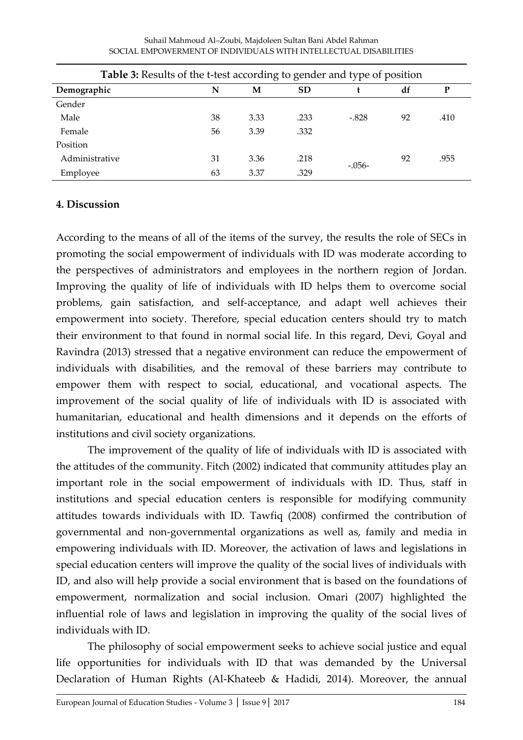**Table 3:** Results of the t-test according to gender and type of position

| Demographic | N | M | SD | t | df | P |
|---|---|---|---|---|---|---|
| Gender | | | | | | |
| Male | 38 | 3.33 | .233 | -.828 | 92 | .410 |
| Female | 56 | 3.39 | .332 | | | |
| Position | | | | | | |
| Administrative | 31 | 3.36 | .218 | -.056- | 92 | .955 |
| Employee | 63 | 3.37 | .329 | | | |

## 4. Discussion

According to the means of all of the items of the survey, the results the role of SECs in promoting the social empowerment of individuals with ID was moderate according to the perspectives of administrators and employees in the northern region of Jordan. Improving the quality of life of individuals with ID helps them to overcome social problems, gain satisfaction, and self-acceptance, and adapt well achieves their empowerment into society. Therefore, special education centers should try to match their environment to that found in normal social life. In this regard, Devi, Goyal and Ravindra (2013) stressed that a negative environment can reduce the empowerment of individuals with disabilities, and the removal of these barriers may contribute to empower them with respect to social, educational, and vocational aspects. The improvement of the social quality of life of individuals with ID is associated with humanitarian, educational and health dimensions and it depends on the efforts of institutions and civil society organizations.

The improvement of the quality of life of individuals with ID is associated with the attitudes of the community. Fitch (2002) indicated that community attitudes play an important role in the social empowerment of individuals with ID. Thus, staff in institutions and special education centers is responsible for modifying community attitudes towards individuals with ID. Tawfiq (2008) confirmed the contribution of governmental and non-governmental organizations as well as, family and media in empowering individuals with ID. Moreover, the activation of laws and legislations in special education centers will improve the quality of the social lives of individuals with ID, and also will help provide a social environment that is based on the foundations of empowerment, normalization and social inclusion. Omari (2007) highlighted the influential role of laws and legislation in improving the quality of the social lives of individuals with ID.

The philosophy of social empowerment seeks to achieve social justice and equal life opportunities for individuals with ID that was demanded by the Universal Declaration of Human Rights (Al-Khateeb & Hadidi, 2014). Moreover, the annual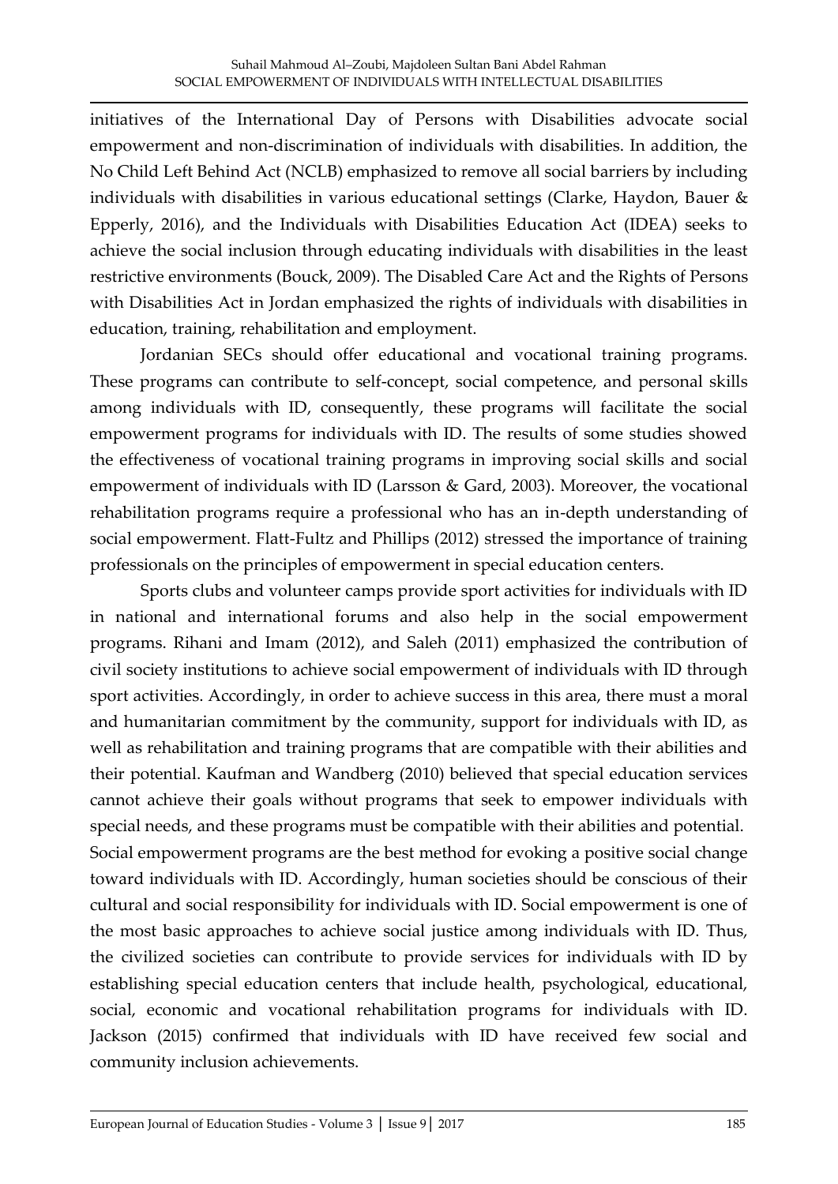initiatives of the International Day of Persons with Disabilities advocate social empowerment and non-discrimination of individuals with disabilities. In addition, the No Child Left Behind Act (NCLB) emphasized to remove all social barriers by including individuals with disabilities in various educational settings (Clarke, Haydon, Bauer & Epperly, 2016), and the Individuals with Disabilities Education Act (IDEA) seeks to achieve the social inclusion through educating individuals with disabilities in the least restrictive environments (Bouck, 2009). The Disabled Care Act and the Rights of Persons with Disabilities Act in Jordan emphasized the rights of individuals with disabilities in education, training, rehabilitation and employment.

Jordanian SECs should offer educational and vocational training programs. These programs can contribute to self-concept, social competence, and personal skills among individuals with ID, consequently, these programs will facilitate the social empowerment programs for individuals with ID. The results of some studies showed the effectiveness of vocational training programs in improving social skills and social empowerment of individuals with ID (Larsson & Gard, 2003). Moreover, the vocational rehabilitation programs require a professional who has an in-depth understanding of social empowerment. Flatt-Fultz and Phillips (2012) stressed the importance of training professionals on the principles of empowerment in special education centers.

Sports clubs and volunteer camps provide sport activities for individuals with ID in national and international forums and also help in the social empowerment programs. Rihani and Imam (2012), and Saleh (2011) emphasized the contribution of civil society institutions to achieve social empowerment of individuals with ID through sport activities. Accordingly, in order to achieve success in this area, there must a moral and humanitarian commitment by the community, support for individuals with ID, as well as rehabilitation and training programs that are compatible with their abilities and their potential. Kaufman and Wandberg (2010) believed that special education services cannot achieve their goals without programs that seek to empower individuals with special needs, and these programs must be compatible with their abilities and potential. Social empowerment programs are the best method for evoking a positive social change toward individuals with ID. Accordingly, human societies should be conscious of their cultural and social responsibility for individuals with ID. Social empowerment is one of the most basic approaches to achieve social justice among individuals with ID. Thus, the civilized societies can contribute to provide services for individuals with ID by establishing special education centers that include health, psychological, educational, social, economic and vocational rehabilitation programs for individuals with ID. Jackson (2015) confirmed that individuals with ID have received few social and community inclusion achievements.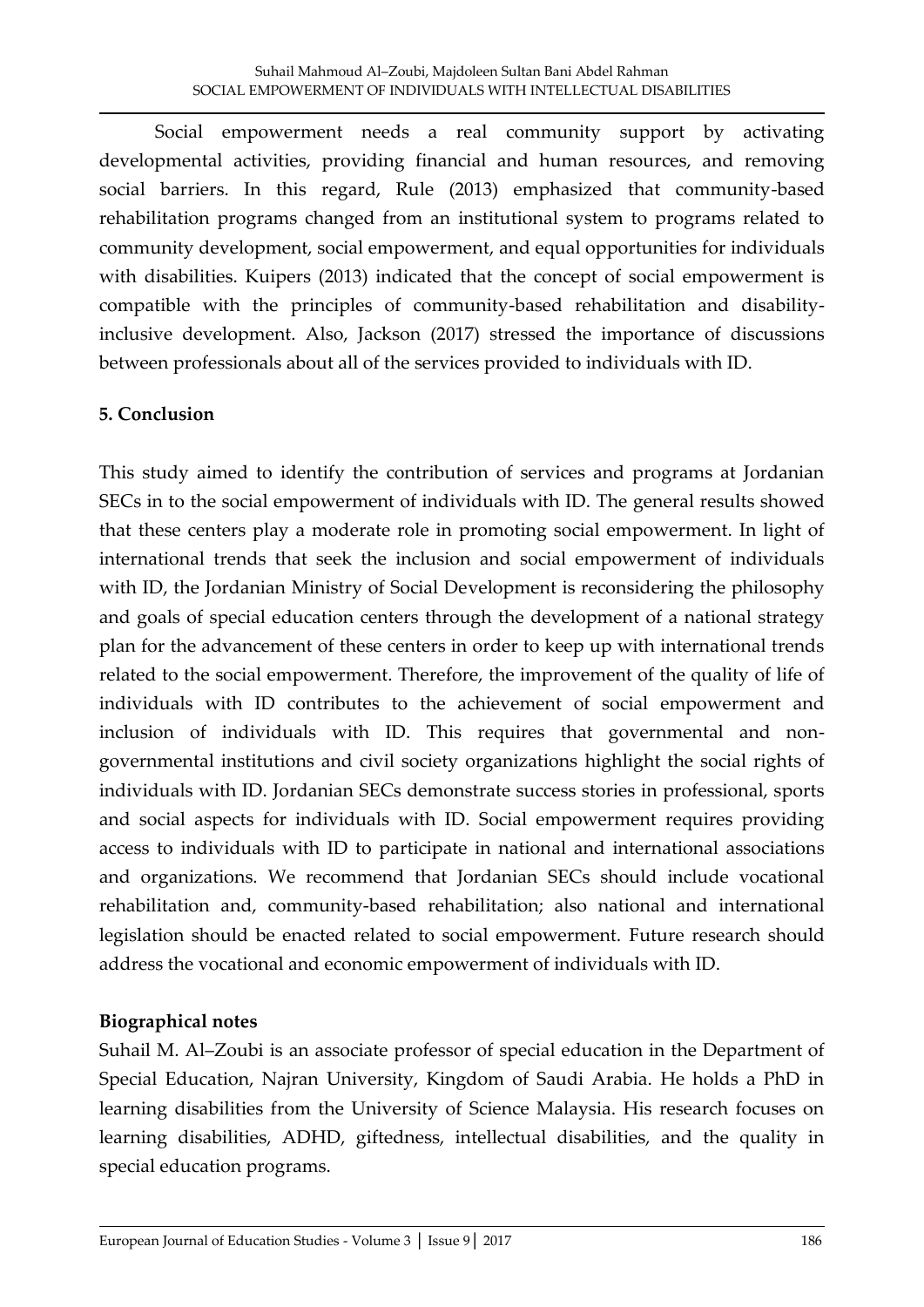Social empowerment needs a real community support by activating developmental activities, providing financial and human resources, and removing social barriers. In this regard, Rule (2013) emphasized that community-based rehabilitation programs changed from an institutional system to programs related to community development, social empowerment, and equal opportunities for individuals with disabilities. Kuipers (2013) indicated that the concept of social empowerment is compatible with the principles of community-based rehabilitation and disability-inclusive development. Also, Jackson (2017) stressed the importance of discussions between professionals about all of the services provided to individuals with ID.

## 5. Conclusion

This study aimed to identify the contribution of services and programs at Jordanian SECs in to the social empowerment of individuals with ID. The general results showed that these centers play a moderate role in promoting social empowerment. In light of international trends that seek the inclusion and social empowerment of individuals with ID, the Jordanian Ministry of Social Development is reconsidering the philosophy and goals of special education centers through the development of a national strategy plan for the advancement of these centers in order to keep up with international trends related to the social empowerment. Therefore, the improvement of the quality of life of individuals with ID contributes to the achievement of social empowerment and inclusion of individuals with ID. This requires that governmental and non-governmental institutions and civil society organizations highlight the social rights of individuals with ID. Jordanian SECs demonstrate success stories in professional, sports and social aspects for individuals with ID. Social empowerment requires providing access to individuals with ID to participate in national and international associations and organizations. We recommend that Jordanian SECs should include vocational rehabilitation and, community-based rehabilitation; also national and international legislation should be enacted related to social empowerment. Future research should address the vocational and economic empowerment of individuals with ID.

## Biographical notes

Suhail M. Al–Zoubi is an associate professor of special education in the Department of Special Education, Najran University, Kingdom of Saudi Arabia. He holds a PhD in learning disabilities from the University of Science Malaysia. His research focuses on learning disabilities, ADHD, giftedness, intellectual disabilities, and the quality in special education programs.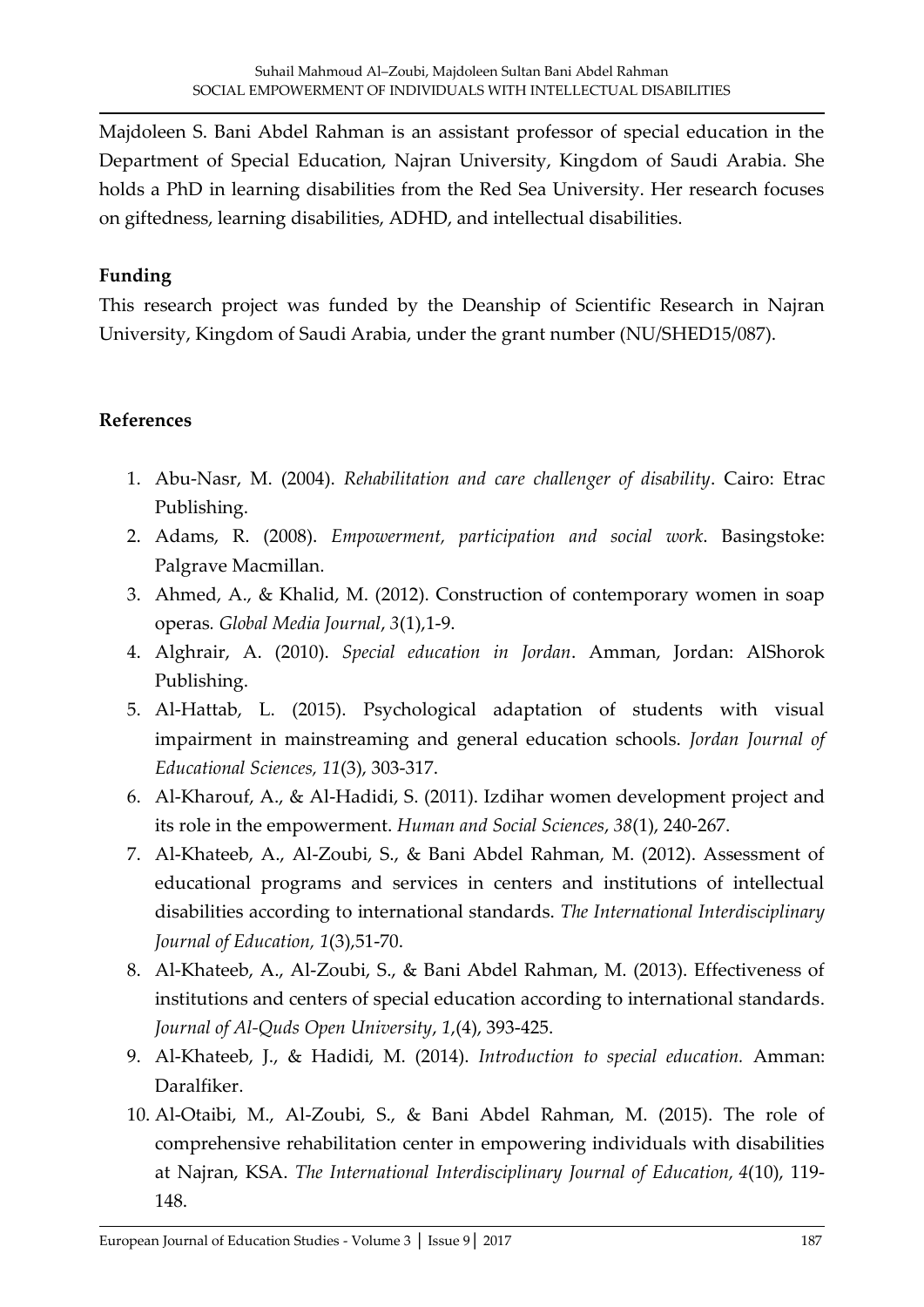Majdoleen S. Bani Abdel Rahman is an assistant professor of special education in the Department of Special Education, Najran University, Kingdom of Saudi Arabia. She holds a PhD in learning disabilities from the Red Sea University. Her research focuses on giftedness, learning disabilities, ADHD, and intellectual disabilities.

**Funding**

This research project was funded by the Deanship of Scientific Research in Najran University, Kingdom of Saudi Arabia, under the grant number (NU/SHED15/087).

**References**

1. Abu-Nasr, M. (2004). *Rehabilitation and care challenger of disability*. Cairo: Etrac Publishing.
2. Adams, R. (2008). *Empowerment, participation and social work*. Basingstoke: Palgrave Macmillan.
3. Ahmed, A., & Khalid, M. (2012). Construction of contemporary women in soap operas. *Global Media Journal*, *3*(1),1-9.
4. Alghrair, A. (2010). *Special education in Jordan*. Amman, Jordan: AlShorok Publishing.
5. Al-Hattab, L. (2015). Psychological adaptation of students with visual impairment in mainstreaming and general education schools. *Jordan Journal of Educational Sciences, 11*(3), 303-317.
6. Al-Kharouf, A., & Al-Hadidi, S. (2011). Izdihar women development project and its role in the empowerment. *Human and Social Sciences*, *38*(1), 240-267.
7. Al-Khateeb, A., Al-Zoubi, S., & Bani Abdel Rahman, M. (2012). Assessment of educational programs and services in centers and institutions of intellectual disabilities according to international standards. *The International Interdisciplinary Journal of Education, 1*(3),51-70.
8. Al-Khateeb, A., Al-Zoubi, S., & Bani Abdel Rahman, M. (2013). Effectiveness of institutions and centers of special education according to international standards. *Journal of Al-Quds Open University*, *1*,(4), 393-425.
9. Al-Khateeb, J., & Hadidi, M. (2014). *Introduction to special education.* Amman: Daralfiker.
10. Al-Otaibi, M., Al-Zoubi, S., & Bani Abdel Rahman, M. (2015). The role of comprehensive rehabilitation center in empowering individuals with disabilities at Najran, KSA. *The International Interdisciplinary Journal of Education, 4*(10), 119-148.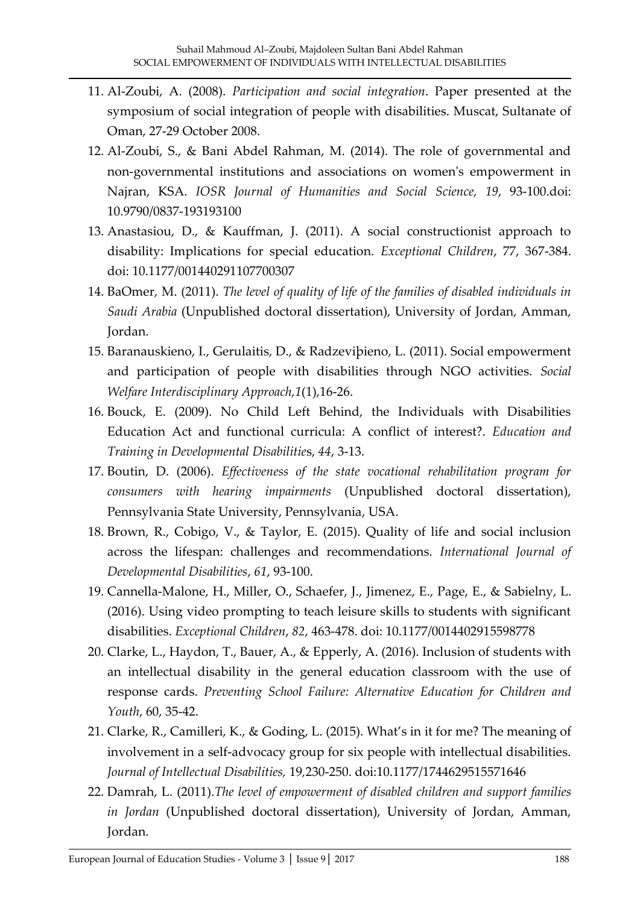11. Al-Zoubi, A. (2008). *Participation and social integration*. Paper presented at the symposium of social integration of people with disabilities. Muscat, Sultanate of Oman, 27-29 October 2008.
12. Al-Zoubi, S., & Bani Abdel Rahman, M. (2014). The role of governmental and non-governmental institutions and associations on women's empowerment in Najran, KSA. *IOSR Journal of Humanities and Social Science, 19*, 93-100.doi: 10.9790/0837-193193100
13. Anastasiou, D., & Kauffman, J. (2011). A social constructionist approach to disability: Implications for special education. *Exceptional Children*, 77, 367-384. doi: 10.1177/001440291107700307
14. BaOmer, M. (2011). *The level of quality of life of the families of disabled individuals in Saudi Arabia* (Unpublished doctoral dissertation), University of Jordan, Amman, Jordan.
15. Baranauskieno, I., Gerulaitis, D., & Radzeviþieno, L. (2011). Social empowerment and participation of people with disabilities through NGO activities. *Social Welfare Interdisciplinary Approach,1*(1),16-26.
16. Bouck, E. (2009). No Child Left Behind, the Individuals with Disabilities Education Act and functional curricula: A conflict of interest?. *Education and Training in Developmental Disabilities*, *44*, 3-13.
17. Boutin, D. (2006). *Effectiveness of the state vocational rehabilitation program for consumers with hearing impairments* (Unpublished doctoral dissertation), Pennsylvania State University, Pennsylvania, USA.
18. Brown, R., Cobigo, V., & Taylor, E. (2015). Quality of life and social inclusion across the lifespan: challenges and recommendations. *International Journal of Developmental Disabilities*, *61*, 93-100.
19. Cannella-Malone, H., Miller, O., Schaefer, J., Jimenez, E., Page, E., & Sabielny, L. (2016). Using video prompting to teach leisure skills to students with significant disabilities. *Exceptional Children*, *82*, 463-478. doi: 10.1177/0014402915598778
20. Clarke, L., Haydon, T., Bauer, A., & Epperly, A. (2016). Inclusion of students with an intellectual disability in the general education classroom with the use of response cards. *Preventing School Failure: Alternative Education for Children and Youth*, 60, 35-42.
21. Clarke, R., Camilleri, K., & Goding, L. (2015). What's in it for me? The meaning of involvement in a self-advocacy group for six people with intellectual disabilities. *Journal of Intellectual Disabilities,* 19,230-250. doi:10.1177/1744629515571646
22. Damrah, L. (2011).*The level of empowerment of disabled children and support families in Jordan* (Unpublished doctoral dissertation), University of Jordan, Amman, Jordan.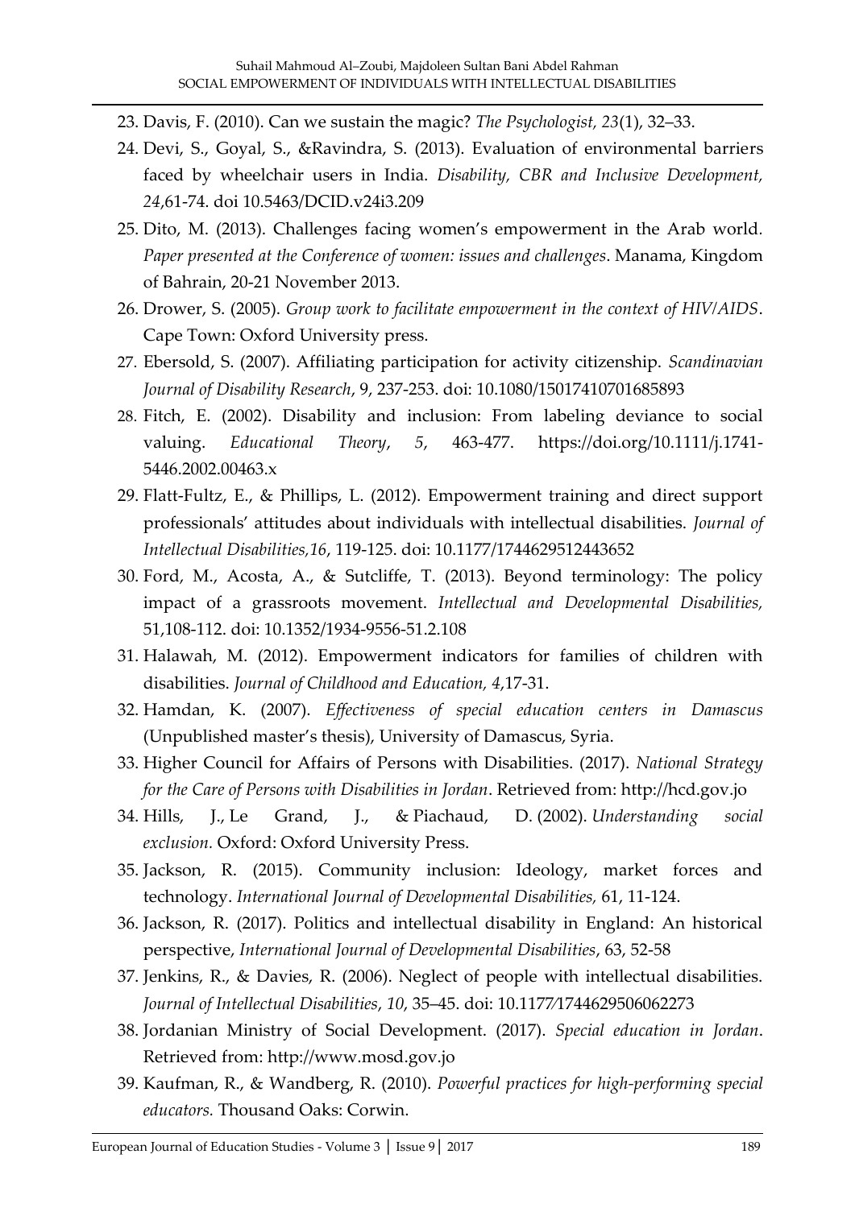23. Davis, F. (2010). Can we sustain the magic? *The Psychologist, 23*(1), 32–33.
24. Devi, S., Goyal, S., &Ravindra, S. (2013). Evaluation of environmental barriers faced by wheelchair users in India. *Disability, CBR and Inclusive Development, 24*,61-74. doi 10.5463/DCID.v24i3.209
25. Dito, M. (2013). Challenges facing women's empowerment in the Arab world. *Paper presented at the Conference of women: issues and challenges*. Manama, Kingdom of Bahrain, 20-21 November 2013.
26. Drower, S. (2005). *Group work to facilitate empowerment in the context of HIV/AIDS*. Cape Town: Oxford University press.
27. Ebersold, S. (2007). Affiliating participation for activity citizenship. *Scandinavian Journal of Disability Research*, 9, 237-253. doi: 10.1080/15017410701685893
28. Fitch, E. (2002). Disability and inclusion: From labeling deviance to social valuing. *Educational Theory*, *5*, 463-477. https://doi.org/10.1111/j.1741-5446.2002.00463.x
29. Flatt-Fultz, E., & Phillips, L. (2012). Empowerment training and direct support professionals' attitudes about individuals with intellectual disabilities. *Journal of Intellectual Disabilities,16*, 119-125. doi: 10.1177/1744629512443652
30. Ford, M., Acosta, A., & Sutcliffe, T. (2013). Beyond terminology: The policy impact of a grassroots movement. *Intellectual and Developmental Disabilities,* 51,108-112. doi: 10.1352/1934-9556-51.2.108
31. Halawah, M. (2012). Empowerment indicators for families of children with disabilities. *Journal of Childhood and Education, 4*,17-31.
32. Hamdan, K. (2007). *Effectiveness of special education centers in Damascus* (Unpublished master's thesis), University of Damascus, Syria.
33. Higher Council for Affairs of Persons with Disabilities. (2017). *National Strategy for the Care of Persons with Disabilities in Jordan*. Retrieved from: http://hcd.gov.jo
34. Hills, J., Le Grand, J., & Piachaud, D. (2002). *Understanding social exclusion.* Oxford: Oxford University Press.
35. Jackson, R. (2015). Community inclusion: Ideology, market forces and technology. *International Journal of Developmental Disabilities,* 61, 11-124.
36. Jackson, R. (2017). Politics and intellectual disability in England: An historical perspective, *International Journal of Developmental Disabilities*, 63, 52-58
37. Jenkins, R., & Davies, R. (2006). Neglect of people with intellectual disabilities. *Journal of Intellectual Disabilities*, *10*, 35–45. doi: 10.1177/1744629506062273
38. Jordanian Ministry of Social Development. (2017). *Special education in Jordan*. Retrieved from: http://www.mosd.gov.jo
39. Kaufman, R., & Wandberg, R. (2010). *Powerful practices for high-performing special educators.* Thousand Oaks: Corwin.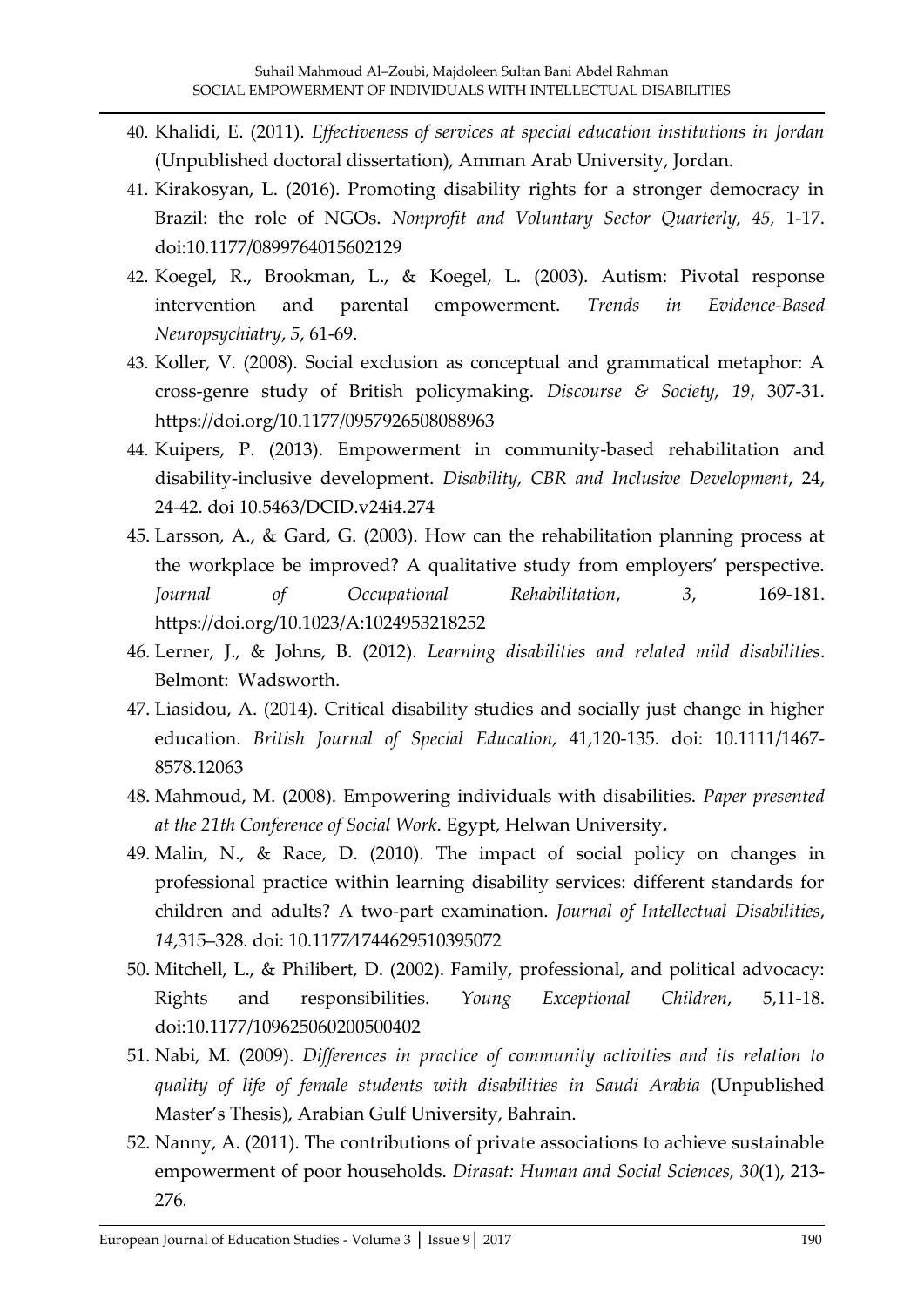40. Khalidi, E. (2011). *Effectiveness of services at special education institutions in Jordan* (Unpublished doctoral dissertation), Amman Arab University, Jordan.
41. Kirakosyan, L. (2016). Promoting disability rights for a stronger democracy in Brazil: the role of NGOs. *Nonprofit and Voluntary Sector Quarterly, 45,* 1-17. doi:10.1177/0899764015602129
42. Koegel, R., Brookman, L., & Koegel, L. (2003). Autism: Pivotal response intervention and parental empowerment. *Trends in Evidence-Based Neuropsychiatry*, *5*, 61-69.
43. Koller, V. (2008). Social exclusion as conceptual and grammatical metaphor: A cross-genre study of British policymaking. *Discourse & Society, 19*, 307-31. https://doi.org/10.1177/0957926508088963
44. Kuipers, P. (2013). Empowerment in community-based rehabilitation and disability-inclusive development. *Disability, CBR and Inclusive Development*, 24, 24-42. doi 10.5463/DCID.v24i4.274
45. Larsson, A., & Gard, G. (2003). How can the rehabilitation planning process at the workplace be improved? A qualitative study from employers' perspective. *Journal of Occupational Rehabilitation*, *3*, 169-181. https://doi.org/10.1023/A:1024953218252
46. Lerner, J., & Johns, B. (2012). *Learning disabilities and related mild disabilities*. Belmont: Wadsworth.
47. Liasidou, A. (2014). Critical disability studies and socially just change in higher education. *British Journal of Special Education,* 41,120-135. doi: 10.1111/1467-8578.12063
48. Mahmoud, M. (2008). Empowering individuals with disabilities. *Paper presented at the 21th Conference of Social Work.* Egypt, Helwan University**.**
49. Malin, N., & Race, D. (2010). The impact of social policy on changes in professional practice within learning disability services: different standards for children and adults? A two-part examination. *Journal of Intellectual Disabilities*, *14*,315–328. doi: 10.1177/1744629510395072
50. Mitchell, L., & Philibert, D. (2002). Family, professional, and political advocacy: Rights and responsibilities. *Young Exceptional Children*, 5,11-18. doi:10.1177/109625060200500402
51. Nabi, M. (2009). *Differences in practice of community activities and its relation to quality of life of female students with disabilities in Saudi Arabia* (Unpublished Master's Thesis), Arabian Gulf University, Bahrain.
52. Nanny, A. (2011). The contributions of private associations to achieve sustainable empowerment of poor households. *Dirasat: Human and Social Sciences, 30*(1), 213-276.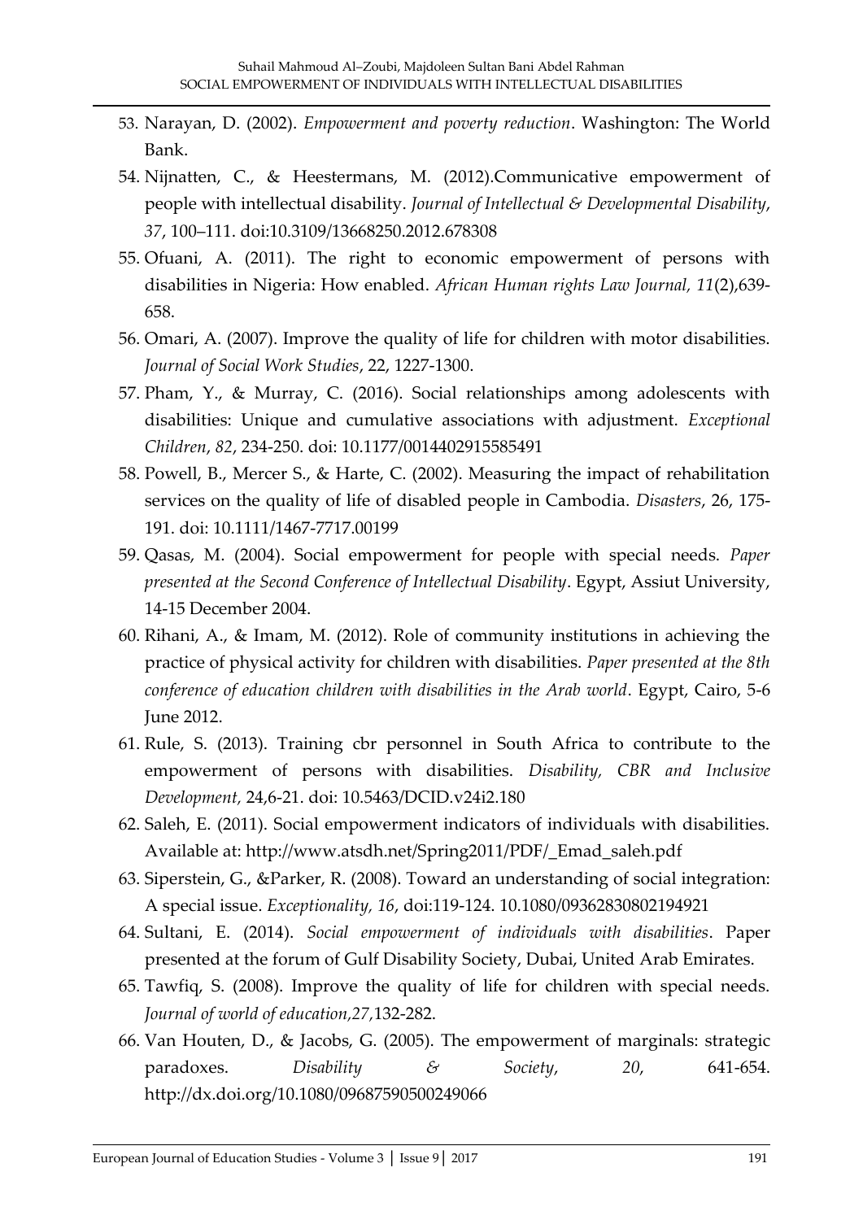53. Narayan, D. (2002). *Empowerment and poverty reduction*. Washington: The World Bank.
54. Nijnatten, C., & Heestermans, M. (2012).Communicative empowerment of people with intellectual disability. *Journal of Intellectual & Developmental Disability*, *37*, 100–111. doi:10.3109/13668250.2012.678308
55. Ofuani, A. (2011). The right to economic empowerment of persons with disabilities in Nigeria: How enabled. *African Human rights Law Journal, 11*(2),639-658.
56. Omari, A. (2007). Improve the quality of life for children with motor disabilities. *Journal of Social Work Studies*, 22, 1227-1300.
57. Pham, Y., & Murray, C. (2016). Social relationships among adolescents with disabilities: Unique and cumulative associations with adjustment. *Exceptional Children*, *82*, 234-250. doi: 10.1177/0014402915585491
58. Powell, B., Mercer S., & Harte, C. (2002). Measuring the impact of rehabilitation services on the quality of life of disabled people in Cambodia. *Disasters*, 26, 175-191. doi: 10.1111/1467-7717.00199
59. Qasas, M. (2004). Social empowerment for people with special needs. *Paper presented at the Second Conference of Intellectual Disability*. Egypt, Assiut University, 14-15 December 2004.
60. Rihani, A., & Imam, M. (2012). Role of community institutions in achieving the practice of physical activity for children with disabilities. *Paper presented at the 8th conference of education children with disabilities in the Arab world*. Egypt, Cairo, 5-6 June 2012.
61. Rule, S. (2013). Training cbr personnel in South Africa to contribute to the empowerment of persons with disabilities. *Disability, CBR and Inclusive Development,* 24,6-21. doi: 10.5463/DCID.v24i2.180
62. Saleh, E. (2011). Social empowerment indicators of individuals with disabilities. Available at: http://www.atsdh.net/Spring2011/PDF/_Emad_saleh.pdf
63. Siperstein, G., &Parker, R. (2008). Toward an understanding of social integration: A special issue. *Exceptionality, 16*, doi:119-124. 10.1080/09362830802194921
64. Sultani, E. (2014). *Social empowerment of individuals with disabilities*. Paper presented at the forum of Gulf Disability Society, Dubai, United Arab Emirates.
65. Tawfiq, S. (2008). Improve the quality of life for children with special needs. *Journal of world of education,27,*132-282.
66. Van Houten, D., & Jacobs, G. (2005). The empowerment of marginals: strategic paradoxes. *Disability & Society*, *20*, 641-654. http://dx.doi.org/10.1080/09687590500249066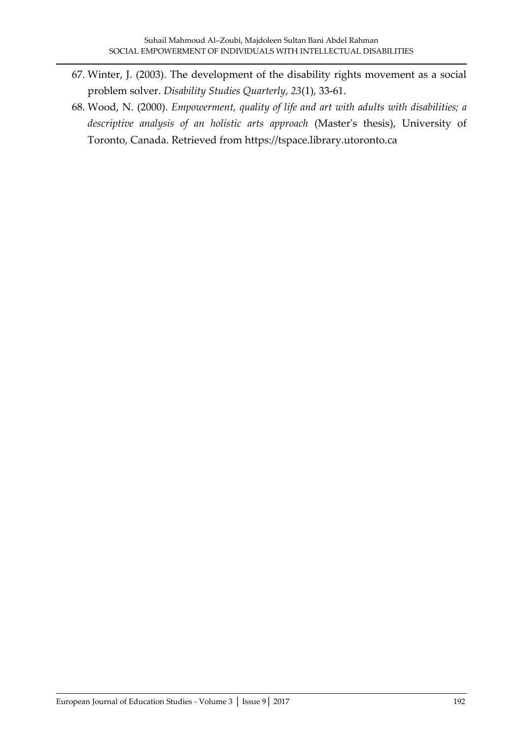67. Winter, J. (2003). The development of the disability rights movement as a social problem solver. *Disability Studies Quarterly*, *23*(1), 33-61.
68. Wood, N. (2000). *Empowerment, quality of life and art with adults with disabilities; a descriptive analysis of an holistic arts approach* (Master's thesis), University of Toronto, Canada. Retrieved from https://tspace.library.utoronto.ca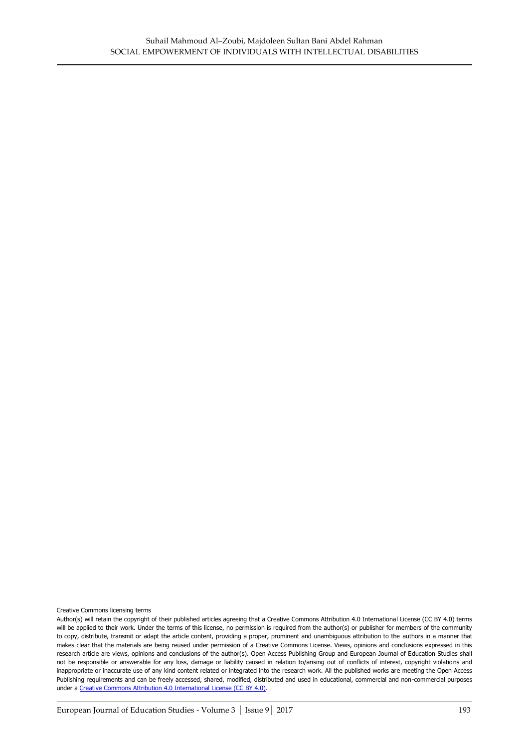Creative Commons licensing terms

Author(s) will retain the copyright of their published articles agreeing that a Creative Commons Attribution 4.0 International License (CC BY 4.0) terms will be applied to their work. Under the terms of this license, no permission is required from the author(s) or publisher for members of the community to copy, distribute, transmit or adapt the article content, providing a proper, prominent and unambiguous attribution to the authors in a manner that makes clear that the materials are being reused under permission of a Creative Commons License. Views, opinions and conclusions expressed in this research article are views, opinions and conclusions of the author(s). Open Access Publishing Group and European Journal of Education Studies shall not be responsible or answerable for any loss, damage or liability caused in relation to/arising out of conflicts of interest, copyright violations and inappropriate or inaccurate use of any kind content related or integrated into the research work. All the published works are meeting the Open Access Publishing requirements and can be freely accessed, shared, modified, distributed and used in educational, commercial and non-commercial purposes under a Creative Commons Attribution 4.0 International License (CC BY 4.0).